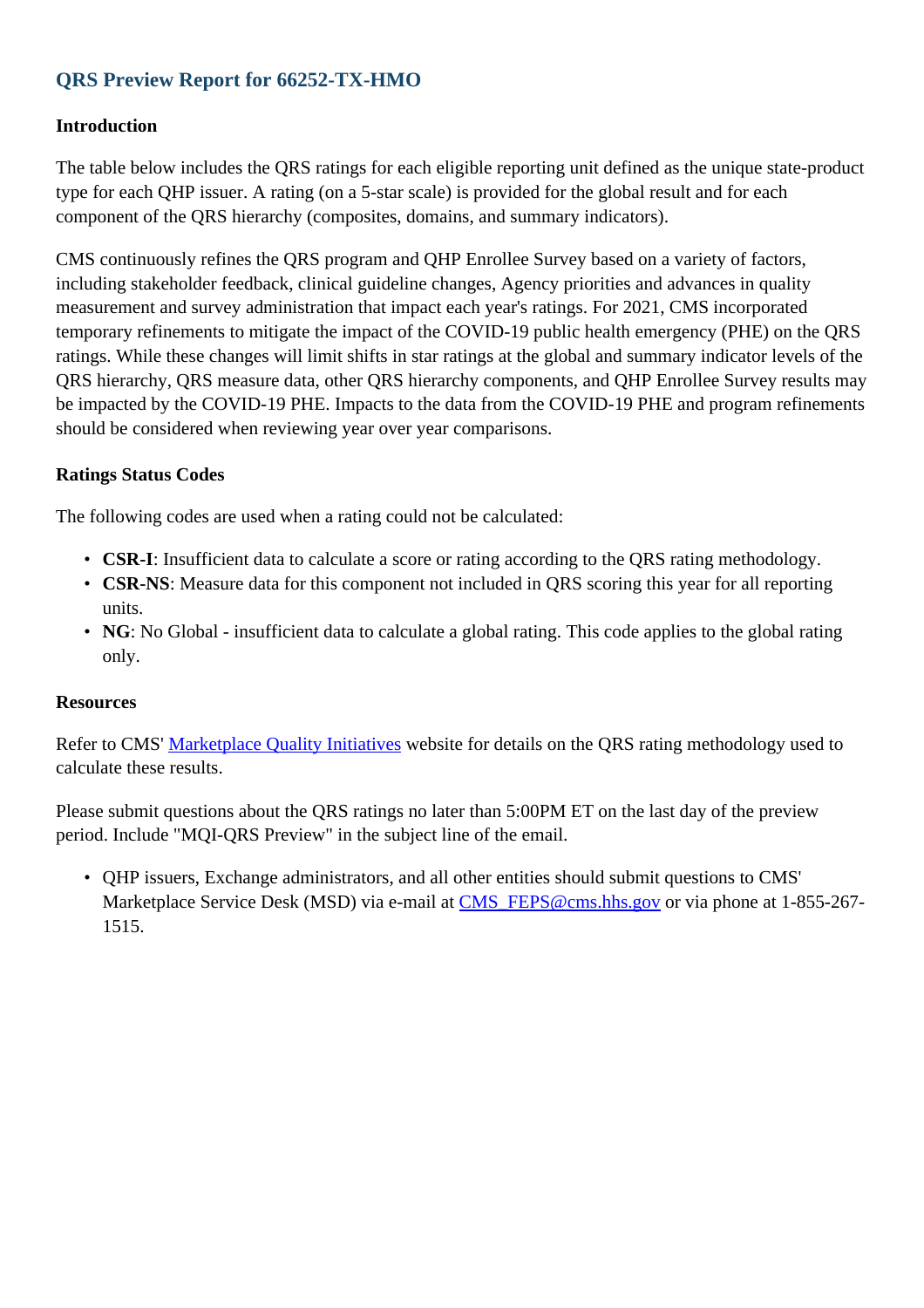# QRS Preview Report for 66252-TX-HMO

## Introduction

The table below includes the QRS ratings for each eligible reporting unit defined as the unique state-product type for each QHP issuer. A rating (on a 5-star scale) is provided for the global result and for each component of the QRS hierarchy (composites, domains, and summary indicators).

CMS continuously refines the QRS program and QHP Enrollee Survey based on a variety of factors, including stakeholder feedback, clinical guideline changes, Agency priorities and advances in quality measurement and survey administration that impact each year's ratings. For 2021, CMS incorporated temporary refinements to mitigate the impact of the COVID-19 public health emergency (PHE) on the QRS ratings. While these changes will limit shifts in star ratings at the global and summary indicator levels of the QRS hierarchy, QRS measure data, other QRS hierarchy components, and QHP Enrollee Survey results may be impacted by the COVID-19 PHE. Impacts to the data from the COVID-19 PHE and program refinements should be considered when reviewing year over year comparisons.

## Ratings Status Codes

The following codes are used when a rating could not be calculated:

- **CSR-I**: Insufficient data to calculate a score or rating according to the QRS rating methodology.
- **CSR-NS**: Measure data for this component not included in QRS scoring this year for all reporting units.
- **NG**: No Global - insufficient data to calculate a global rating. This code applies to the global rating only.

## Resources

Refer to CMS' Marketplace Quality Initiatives website for details on the QRS rating methodology used to calculate these results.

Please submit questions about the QRS ratings no later than 5:00PM ET on the last day of the preview period. Include "MQI-QRS Preview" in the subject line of the email.

- QHP issuers, Exchange administrators, and all other entities should submit questions to CMS' Marketplace Service Desk (MSD) via e-mail at CMS_FEPS@cms.hhs.gov or via phone at 1-855-267-1515.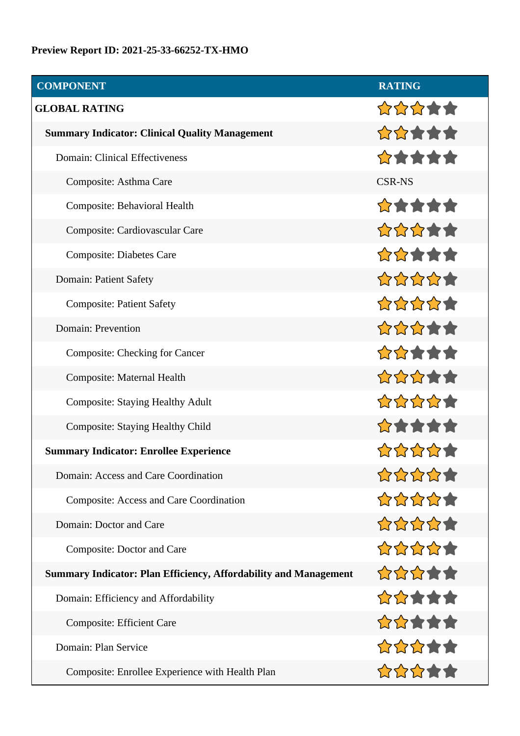**Preview Report ID: 2021-25-33-66252-TX-HMO**

| COMPONENT | RATING |
|---|---|
| **GLOBAL RATING** | 3 of 5 stars |
| **Summary Indicator: Clinical Quality Management** | 2 of 5 stars |
| Domain: Clinical Effectiveness | 1 of 5 stars |
| Composite: Asthma Care | CSR-NS |
| Composite: Behavioral Health | 1 of 5 stars |
| Composite: Cardiovascular Care | 3 of 5 stars |
| Composite: Diabetes Care | 2 of 5 stars |
| Domain: Patient Safety | 4 of 5 stars |
| Composite: Patient Safety | 4 of 5 stars |
| Domain: Prevention | 3 of 5 stars |
| Composite: Checking for Cancer | 2 of 5 stars |
| Composite: Maternal Health | 3 of 5 stars |
| Composite: Staying Healthy Adult | 4 of 5 stars |
| Composite: Staying Healthy Child | 1 of 5 stars |
| **Summary Indicator: Enrollee Experience** | 4 of 5 stars |
| Domain: Access and Care Coordination | 4 of 5 stars |
| Composite: Access and Care Coordination | 4 of 5 stars |
| Domain: Doctor and Care | 4 of 5 stars |
| Composite: Doctor and Care | 4 of 5 stars |
| **Summary Indicator: Plan Efficiency, Affordability and Management** | 3 of 5 stars |
| Domain: Efficiency and Affordability | 2 of 5 stars |
| Composite: Efficient Care | 2 of 5 stars |
| Domain: Plan Service | 3 of 5 stars |
| Composite: Enrollee Experience with Health Plan | 3 of 5 stars |